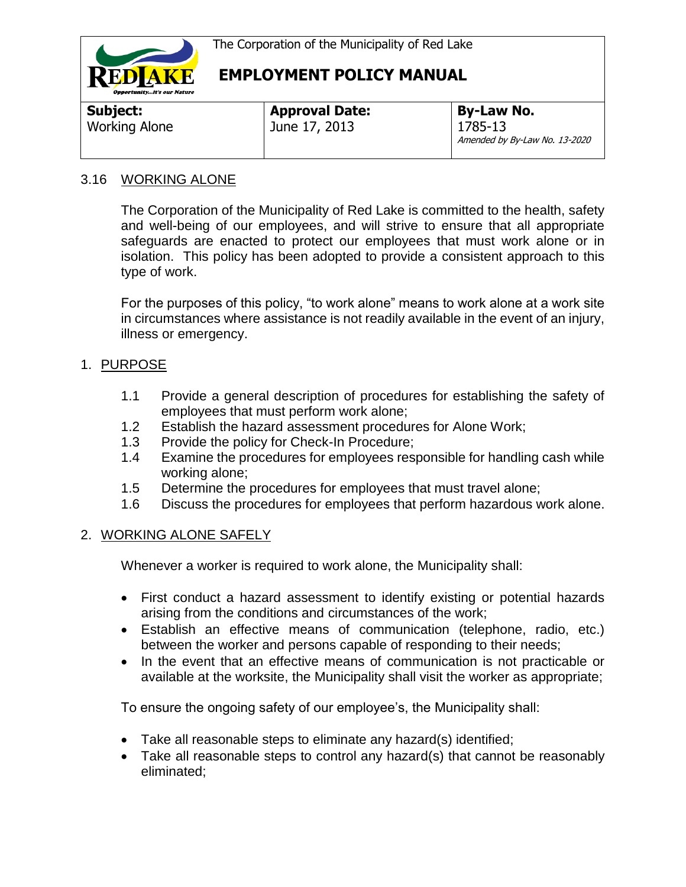The Corporation of the Municipality of Red Lake

# EMPLOYMENT POLICY MANUAL

| **Subject:** | **Approval Date:** | **By-Law No.** |
|---|---|---|
| Working Alone | June 17, 2013 | 1785-13 *Amended by By-Law No. 13-2020* |

## 3.16 WORKING ALONE

The Corporation of the Municipality of Red Lake is committed to the health, safety and well-being of our employees, and will strive to ensure that all appropriate safeguards are enacted to protect our employees that must work alone or in isolation. This policy has been adopted to provide a consistent approach to this type of work.

For the purposes of this policy, "to work alone" means to work alone at a work site in circumstances where assistance is not readily available in the event of an injury, illness or emergency.

### 1. PURPOSE

1.1 Provide a general description of procedures for establishing the safety of employees that must perform work alone;
1.2 Establish the hazard assessment procedures for Alone Work;
1.3 Provide the policy for Check-In Procedure;
1.4 Examine the procedures for employees responsible for handling cash while working alone;
1.5 Determine the procedures for employees that must travel alone;
1.6 Discuss the procedures for employees that perform hazardous work alone.

### 2. WORKING ALONE SAFELY

Whenever a worker is required to work alone, the Municipality shall:

- First conduct a hazard assessment to identify existing or potential hazards arising from the conditions and circumstances of the work;
- Establish an effective means of communication (telephone, radio, etc.) between the worker and persons capable of responding to their needs;
- In the event that an effective means of communication is not practicable or available at the worksite, the Municipality shall visit the worker as appropriate;

To ensure the ongoing safety of our employee's, the Municipality shall:

- Take all reasonable steps to eliminate any hazard(s) identified;
- Take all reasonable steps to control any hazard(s) that cannot be reasonably eliminated;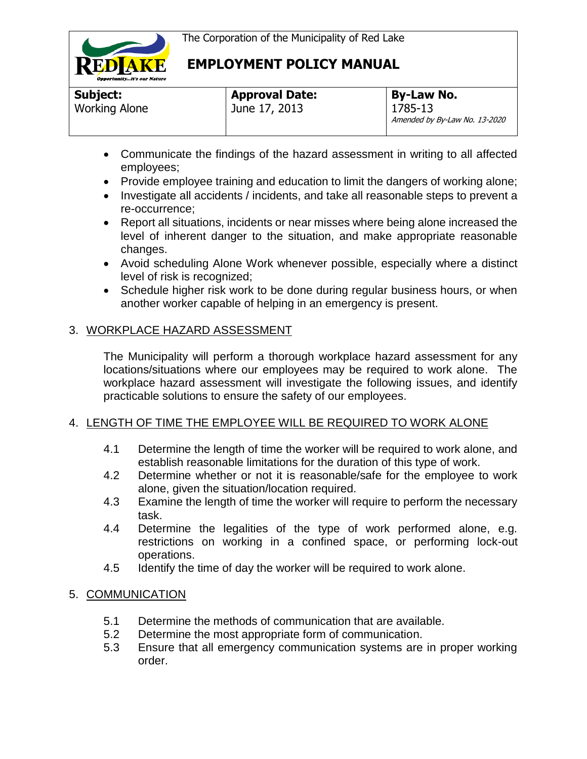- Communicate the findings of the hazard assessment in writing to all affected employees;
- Provide employee training and education to limit the dangers of working alone;
- Investigate all accidents / incidents, and take all reasonable steps to prevent a re-occurrence;
- Report all situations, incidents or near misses where being alone increased the level of inherent danger to the situation, and make appropriate reasonable changes.
- Avoid scheduling Alone Work whenever possible, especially where a distinct level of risk is recognized;
- Schedule higher risk work to be done during regular business hours, or when another worker capable of helping in an emergency is present.

## 3. WORKPLACE HAZARD ASSESSMENT

The Municipality will perform a thorough workplace hazard assessment for any locations/situations where our employees may be required to work alone. The workplace hazard assessment will investigate the following issues, and identify practicable solutions to ensure the safety of our employees.

## 4. LENGTH OF TIME THE EMPLOYEE WILL BE REQUIRED TO WORK ALONE

4.1 Determine the length of time the worker will be required to work alone, and establish reasonable limitations for the duration of this type of work.

4.2 Determine whether or not it is reasonable/safe for the employee to work alone, given the situation/location required.

4.3 Examine the length of time the worker will require to perform the necessary task.

4.4 Determine the legalities of the type of work performed alone, e.g. restrictions on working in a confined space, or performing lock-out operations.

4.5 Identify the time of day the worker will be required to work alone.

## 5. COMMUNICATION

5.1 Determine the methods of communication that are available.

5.2 Determine the most appropriate form of communication.

5.3 Ensure that all emergency communication systems are in proper working order.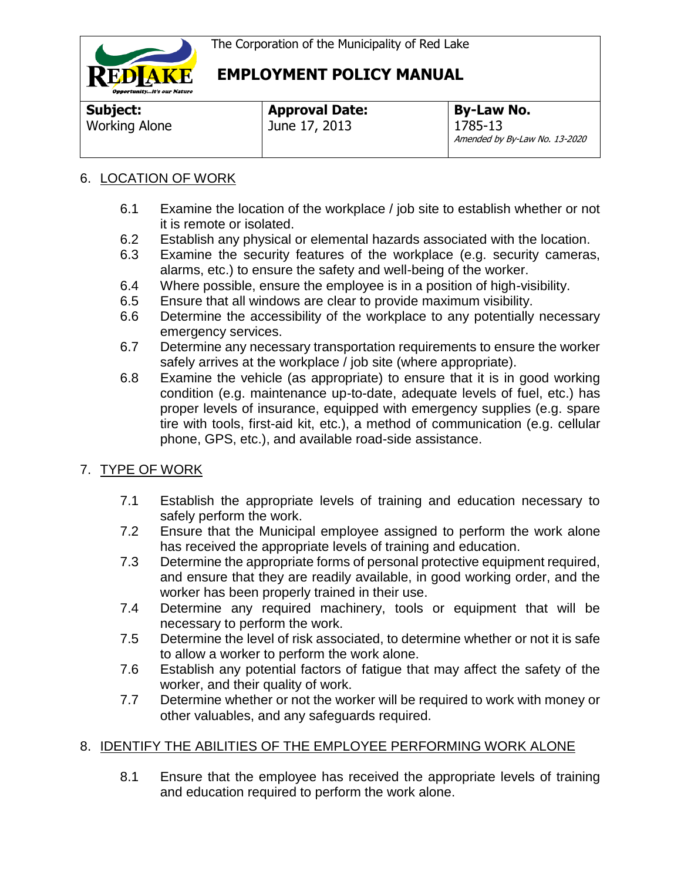## 6. LOCATION OF WORK

6.1 Examine the location of the workplace / job site to establish whether or not it is remote or isolated.

6.2 Establish any physical or elemental hazards associated with the location.

6.3 Examine the security features of the workplace (e.g. security cameras, alarms, etc.) to ensure the safety and well-being of the worker.

6.4 Where possible, ensure the employee is in a position of high-visibility.

6.5 Ensure that all windows are clear to provide maximum visibility.

6.6 Determine the accessibility of the workplace to any potentially necessary emergency services.

6.7 Determine any necessary transportation requirements to ensure the worker safely arrives at the workplace / job site (where appropriate).

6.8 Examine the vehicle (as appropriate) to ensure that it is in good working condition (e.g. maintenance up-to-date, adequate levels of fuel, etc.) has proper levels of insurance, equipped with emergency supplies (e.g. spare tire with tools, first-aid kit, etc.), a method of communication (e.g. cellular phone, GPS, etc.), and available road-side assistance.

## 7. TYPE OF WORK

7.1 Establish the appropriate levels of training and education necessary to safely perform the work.

7.2 Ensure that the Municipal employee assigned to perform the work alone has received the appropriate levels of training and education.

7.3 Determine the appropriate forms of personal protective equipment required, and ensure that they are readily available, in good working order, and the worker has been properly trained in their use.

7.4 Determine any required machinery, tools or equipment that will be necessary to perform the work.

7.5 Determine the level of risk associated, to determine whether or not it is safe to allow a worker to perform the work alone.

7.6 Establish any potential factors of fatigue that may affect the safety of the worker, and their quality of work.

7.7 Determine whether or not the worker will be required to work with money or other valuables, and any safeguards required.

## 8. IDENTIFY THE ABILITIES OF THE EMPLOYEE PERFORMING WORK ALONE

8.1 Ensure that the employee has received the appropriate levels of training and education required to perform the work alone.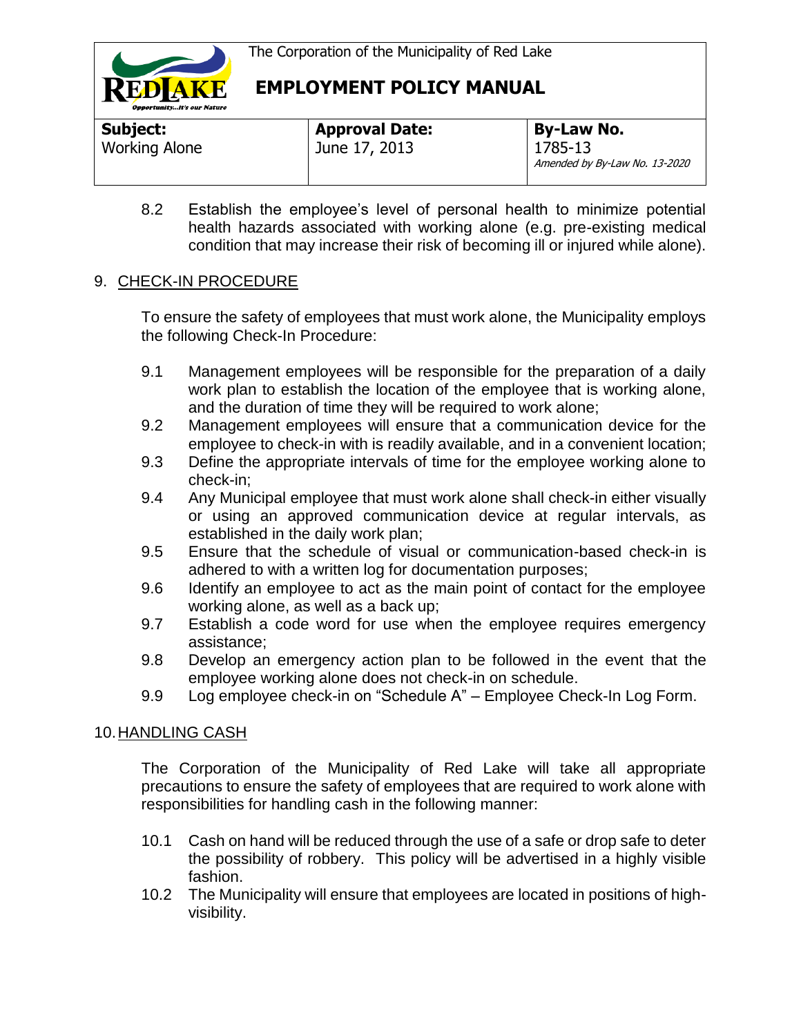8.2 Establish the employee's level of personal health to minimize potential health hazards associated with working alone (e.g. pre-existing medical condition that may increase their risk of becoming ill or injured while alone).

## 9. CHECK-IN PROCEDURE

To ensure the safety of employees that must work alone, the Municipality employs the following Check-In Procedure:

9.1 Management employees will be responsible for the preparation of a daily work plan to establish the location of the employee that is working alone, and the duration of time they will be required to work alone;

9.2 Management employees will ensure that a communication device for the employee to check-in with is readily available, and in a convenient location;

9.3 Define the appropriate intervals of time for the employee working alone to check-in;

9.4 Any Municipal employee that must work alone shall check-in either visually or using an approved communication device at regular intervals, as established in the daily work plan;

9.5 Ensure that the schedule of visual or communication-based check-in is adhered to with a written log for documentation purposes;

9.6 Identify an employee to act as the main point of contact for the employee working alone, as well as a back up;

9.7 Establish a code word for use when the employee requires emergency assistance;

9.8 Develop an emergency action plan to be followed in the event that the employee working alone does not check-in on schedule.

9.9 Log employee check-in on "Schedule A" – Employee Check-In Log Form.

## 10. HANDLING CASH

The Corporation of the Municipality of Red Lake will take all appropriate precautions to ensure the safety of employees that are required to work alone with responsibilities for handling cash in the following manner:

10.1 Cash on hand will be reduced through the use of a safe or drop safe to deter the possibility of robbery. This policy will be advertised in a highly visible fashion.

10.2 The Municipality will ensure that employees are located in positions of high-visibility.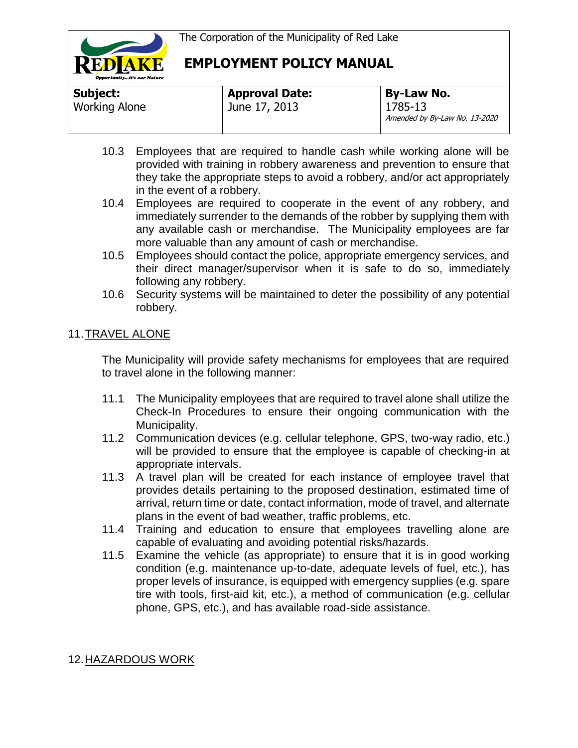10.3 Employees that are required to handle cash while working alone will be provided with training in robbery awareness and prevention to ensure that they take the appropriate steps to avoid a robbery, and/or act appropriately in the event of a robbery.

10.4 Employees are required to cooperate in the event of any robbery, and immediately surrender to the demands of the robber by supplying them with any available cash or merchandise. The Municipality employees are far more valuable than any amount of cash or merchandise.

10.5 Employees should contact the police, appropriate emergency services, and their direct manager/supervisor when it is safe to do so, immediately following any robbery.

10.6 Security systems will be maintained to deter the possibility of any potential robbery.

## 11. TRAVEL ALONE

The Municipality will provide safety mechanisms for employees that are required to travel alone in the following manner:

11.1 The Municipality employees that are required to travel alone shall utilize the Check-In Procedures to ensure their ongoing communication with the Municipality.

11.2 Communication devices (e.g. cellular telephone, GPS, two-way radio, etc.) will be provided to ensure that the employee is capable of checking-in at appropriate intervals.

11.3 A travel plan will be created for each instance of employee travel that provides details pertaining to the proposed destination, estimated time of arrival, return time or date, contact information, mode of travel, and alternate plans in the event of bad weather, traffic problems, etc.

11.4 Training and education to ensure that employees travelling alone are capable of evaluating and avoiding potential risks/hazards.

11.5 Examine the vehicle (as appropriate) to ensure that it is in good working condition (e.g. maintenance up-to-date, adequate levels of fuel, etc.), has proper levels of insurance, is equipped with emergency supplies (e.g. spare tire with tools, first-aid kit, etc.), a method of communication (e.g. cellular phone, GPS, etc.), and has available road-side assistance.

## 12. HAZARDOUS WORK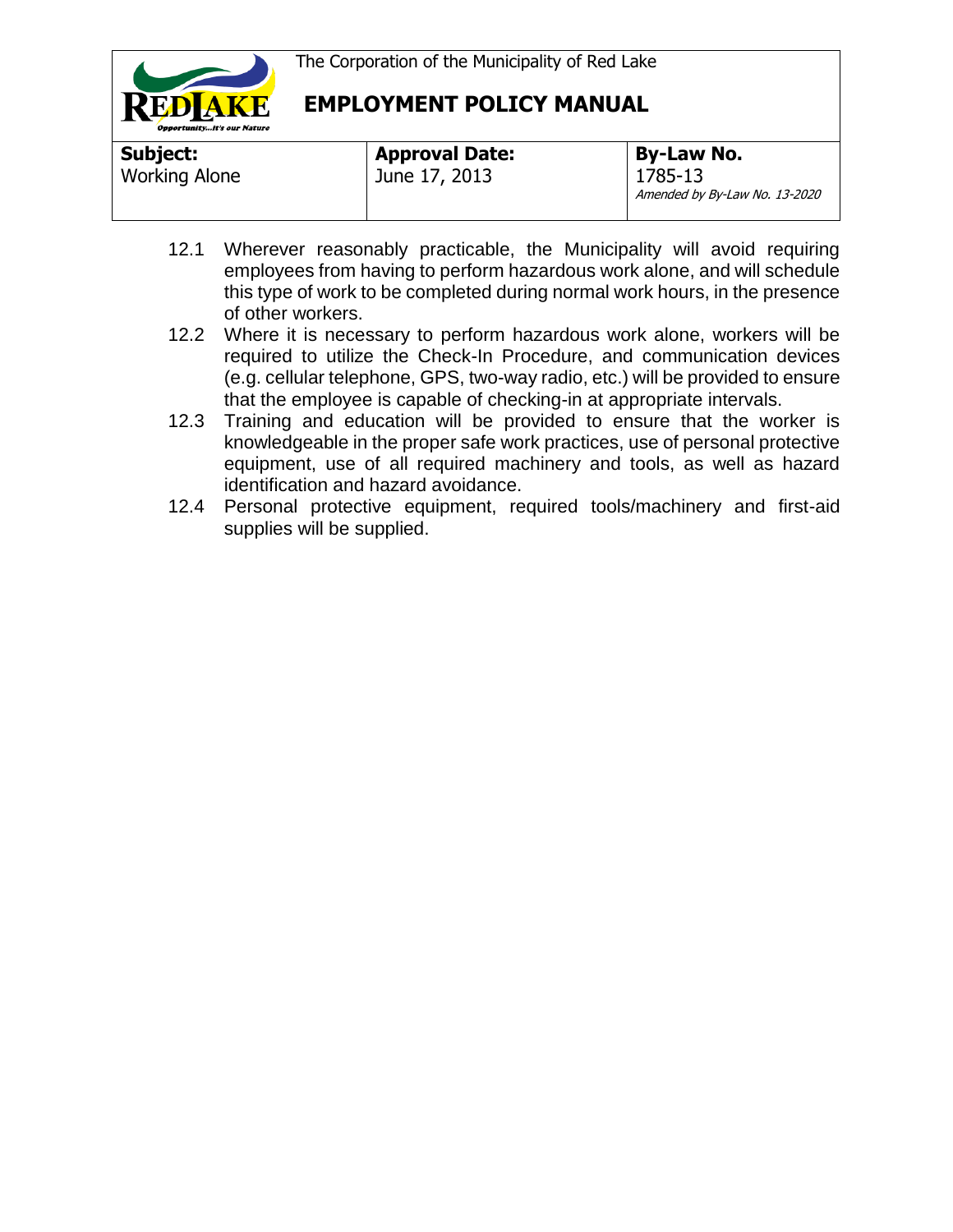12.1 Wherever reasonably practicable, the Municipality will avoid requiring employees from having to perform hazardous work alone, and will schedule this type of work to be completed during normal work hours, in the presence of other workers.

12.2 Where it is necessary to perform hazardous work alone, workers will be required to utilize the Check-In Procedure, and communication devices (e.g. cellular telephone, GPS, two-way radio, etc.) will be provided to ensure that the employee is capable of checking-in at appropriate intervals.

12.3 Training and education will be provided to ensure that the worker is knowledgeable in the proper safe work practices, use of personal protective equipment, use of all required machinery and tools, as well as hazard identification and hazard avoidance.

12.4 Personal protective equipment, required tools/machinery and first-aid supplies will be supplied.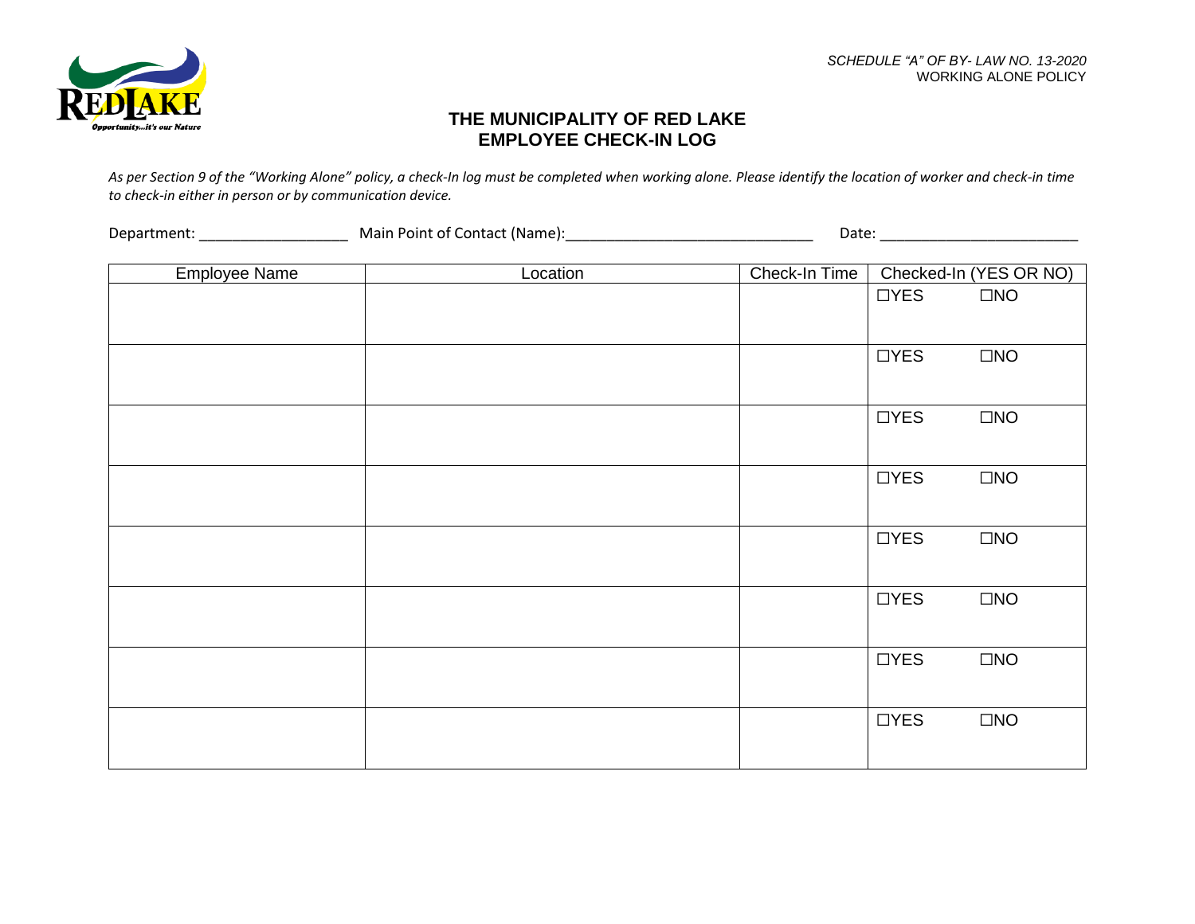*SCHEDULE "A" OF BY- LAW NO. 13-2020*
WORKING ALONE POLICY

# THE MUNICIPALITY OF RED LAKE
## EMPLOYEE CHECK-IN LOG

*As per Section 9 of the "Working Alone" policy, a check-In log must be completed when working alone. Please identify the location of worker and check-in time to check-in either in person or by communication device.*

Department: __________________ Main Point of Contact (Name):______________________________ Date: ________________________

| Employee Name | Location | Check-In Time | Checked-In (YES OR NO) |
|---|---|---|---|
| | | | ☐YES ☐NO |
| | | | ☐YES ☐NO |
| | | | ☐YES ☐NO |
| | | | ☐YES ☐NO |
| | | | ☐YES ☐NO |
| | | | ☐YES ☐NO |
| | | | ☐YES ☐NO |
| | | | ☐YES ☐NO |